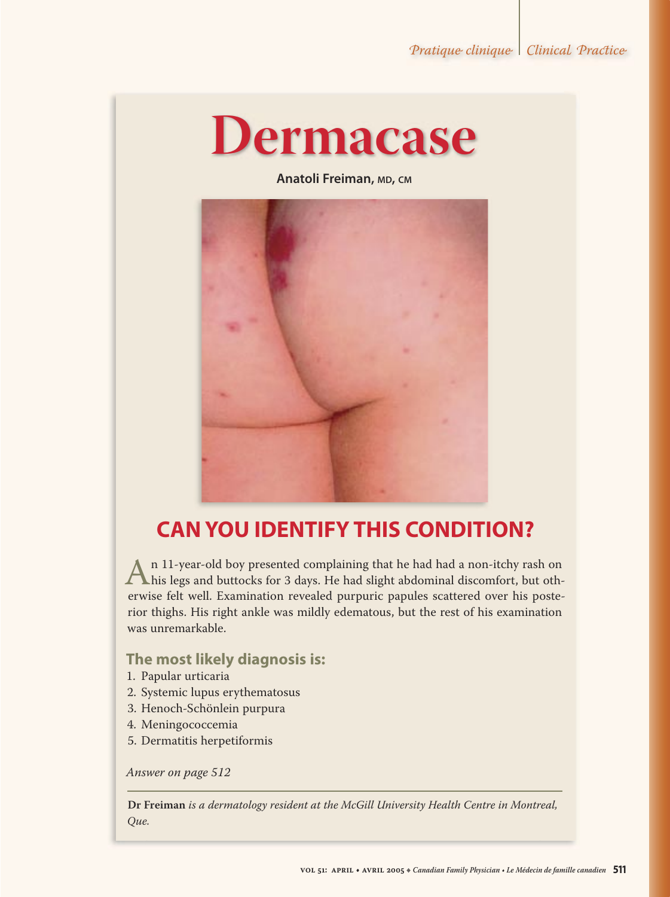# Dermacase

**Anatoli Freiman, MD, CM**

## CAN YOU IDENTIFY THIS CONDITION?

An 11-year-old boy presented complaining that he had had a non-itchy rash on his legs and buttocks for 3 days. He had slight abdominal discomfort, but otherwise felt well. Examination revealed purpuric papules scattered over his posterior thighs. His right ankle was mildly edematous, but the rest of his examination was unremarkable.

### The most likely diagnosis is:

1. Papular urticaria
2. Systemic lupus erythematosus
3. Henoch-Schönlein purpura
4. Meningococcemia
5. Dermatitis herpetiformis

*Answer on page 512*

---

**Dr Freiman** *is a dermatology resident at the McGill University Health Centre in Montreal, Que.*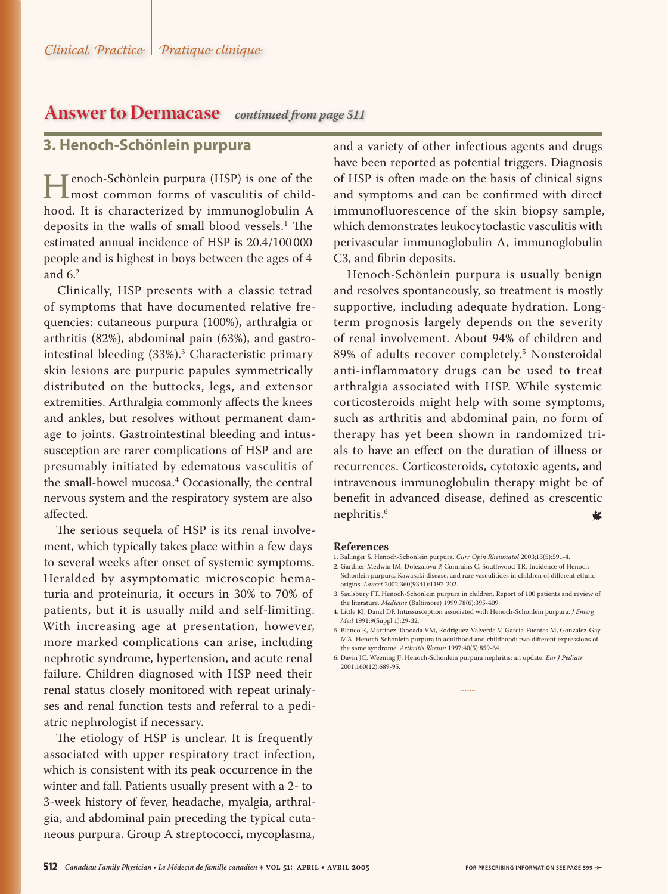*Clinical Practice* | *Pratique clinique*

# Answer to Dermacase *continued from page 511*

## 3. Henoch-Schönlein purpura

Henoch-Schönlein purpura (HSP) is one of the most common forms of vasculitis of childhood. It is characterized by immunoglobulin A deposits in the walls of small blood vessels.[1] The estimated annual incidence of HSP is 20.4/100 000 people and is highest in boys between the ages of 4 and 6.[2]

Clinically, HSP presents with a classic tetrad of symptoms that have documented relative frequencies: cutaneous purpura (100%), arthralgia or arthritis (82%), abdominal pain (63%), and gastrointestinal bleeding (33%).[3] Characteristic primary skin lesions are purpuric papules symmetrically distributed on the buttocks, legs, and extensor extremities. Arthralgia commonly affects the knees and ankles, but resolves without permanent damage to joints. Gastrointestinal bleeding and intussusception are rarer complications of HSP and are presumably initiated by edematous vasculitis of the small-bowel mucosa.[4] Occasionally, the central nervous system and the respiratory system are also affected.

The serious sequela of HSP is its renal involvement, which typically takes place within a few days to several weeks after onset of systemic symptoms. Heralded by asymptomatic microscopic hematuria and proteinuria, it occurs in 30% to 70% of patients, but it is usually mild and self-limiting. With increasing age at presentation, however, more marked complications can arise, including nephrotic syndrome, hypertension, and acute renal failure. Children diagnosed with HSP need their renal status closely monitored with repeat urinalyses and renal function tests and referral to a pediatric nephrologist if necessary.

The etiology of HSP is unclear. It is frequently associated with upper respiratory tract infection, which is consistent with its peak occurrence in the winter and fall. Patients usually present with a 2- to 3-week history of fever, headache, myalgia, arthralgia, and abdominal pain preceding the typical cutaneous purpura. Group A streptococci, mycoplasma, and a variety of other infectious agents and drugs have been reported as potential triggers. Diagnosis of HSP is often made on the basis of clinical signs and symptoms and can be confirmed with direct immunofluorescence of the skin biopsy sample, which demonstrates leukocytoclastic vasculitis with perivascular immunoglobulin A, immunoglobulin C3, and fibrin deposits.

Henoch-Schönlein purpura is usually benign and resolves spontaneously, so treatment is mostly supportive, including adequate hydration. Long-term prognosis largely depends on the severity of renal involvement. About 94% of children and 89% of adults recover completely.[5] Nonsteroidal anti-inflammatory drugs can be used to treat arthralgia associated with HSP. While systemic corticosteroids might help with some symptoms, such as arthritis and abdominal pain, no form of therapy has yet been shown in randomized trials to have an effect on the duration of illness or recurrences. Corticosteroids, cytotoxic agents, and intravenous immunoglobulin therapy might be of benefit in advanced disease, defined as crescentic nephritis.[6]

### References

1. Ballinger S. Henoch-Schonlein purpura. *Curr Opin Rheumatol* 2003;15(5):591-4.
2. Gardner-Medwin JM, Dolezalova P, Cummins C, Southwood TR. Incidence of Henoch-Schonlein purpura, Kawasaki disease, and rare vasculitides in children of different ethnic origins. *Lancet* 2002;360(9341):1197-202.
3. Saulsbury FT. Henoch-Schonlein purpura in children. Report of 100 patients and review of the literature. *Medicine* (Baltimore) 1999;78(6):395-409.
4. Little KJ, Danzl DF. Intussusception associated with Henoch-Schonlein purpura. *J Emerg Med* 1991;9(Suppl 1):29-32.
5. Blanco R, Martinez-Taboada VM, Rodriguez-Valverde V, Garcia-Fuentes M, Gonzalez-Gay MA. Henoch-Schonlein purpura in adulthood and childhood: two different expressions of the same syndrome. *Arthritis Rheum* 1997;40(5):859-64.
6. Davin JC, Weening JJ. Henoch-Schonlein purpura nephritis: an update. *Eur J Pediatr* 2001;160(12):689-95.

FOR PRESCRIBING INFORMATION SEE PAGE 599